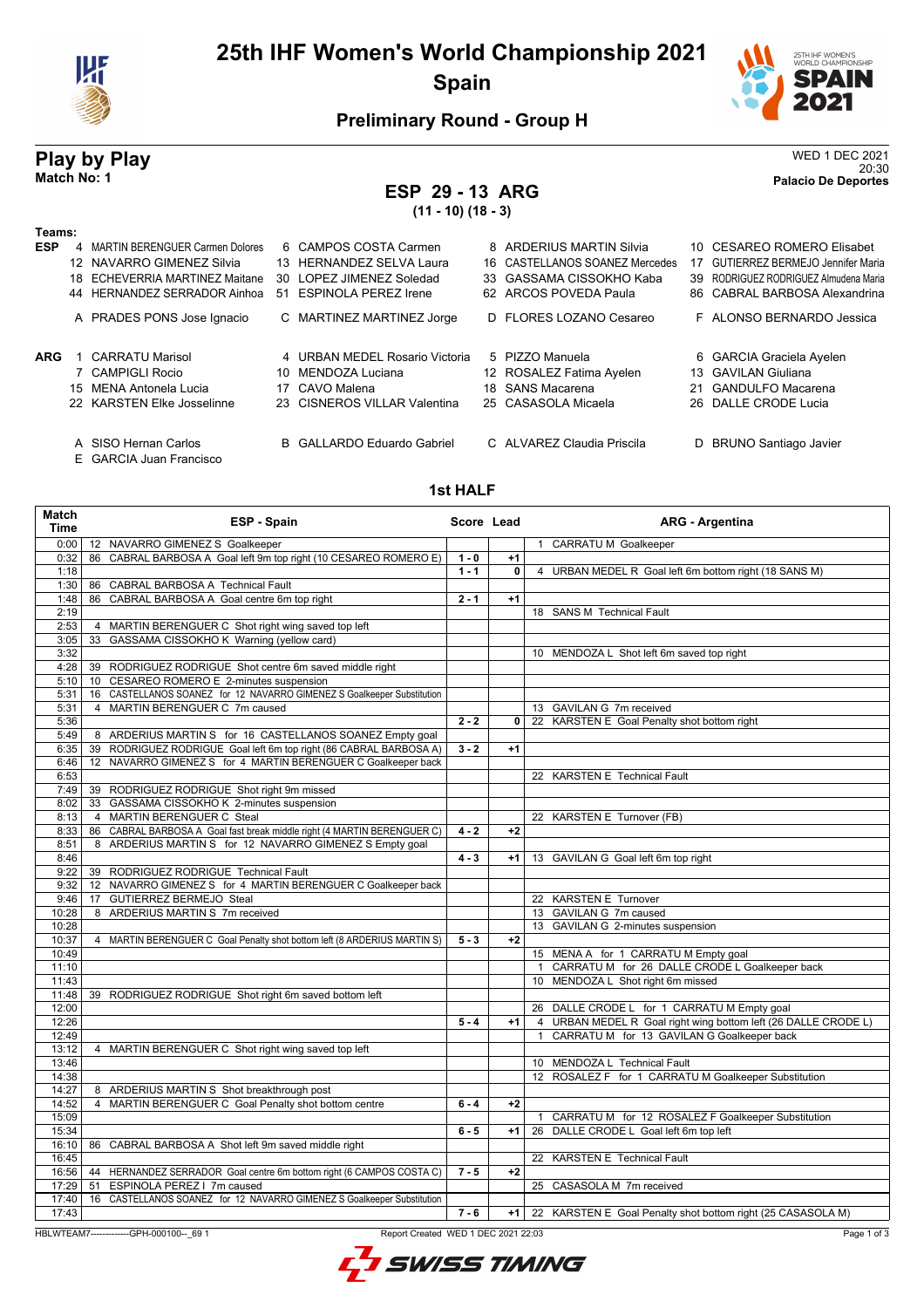# 25th IHF Women's World Championship 2021

## Spain

### Preliminary Round - Group H

## Play by Play

**Match No: 1**

WED 1 DEC 2021
20:30
**Palacio De Deportes**

## ESP 29 - 13 ARG

**(11 - 10) (18 - 3)**

**Teams:**

**ESP**
- 4 MARTIN BERENGUER Carmen Dolores
- 6 CAMPOS COSTA Carmen
- 8 ARDERIUS MARTIN Silvia
- 10 CESAREO ROMERO Elisabet
- 12 NAVARRO GIMENEZ Silvia
- 13 HERNANDEZ SELVA Laura
- 16 CASTELLANOS SOANEZ Mercedes
- 17 GUTIERREZ BERMEJO Jennifer Maria
- 18 ECHEVERRIA MARTINEZ Maitane
- 30 LOPEZ JIMENEZ Soledad
- 33 GASSAMA CISSOKHO Kaba
- 39 RODRIGUEZ RODRIGUEZ Almudena Maria
- 44 HERNANDEZ SERRADOR Ainhoa
- 51 ESPINOLA PEREZ Irene
- 62 ARCOS POVEDA Paula
- 86 CABRAL BARBOSA Alexandrina
- A PRADES PONS Jose Ignacio
- C MARTINEZ MARTINEZ Jorge
- D FLORES LOZANO Cesareo
- F ALONSO BERNARDO Jessica

**ARG**
- 1 CARRATU Marisol
- 4 URBAN MEDEL Rosario Victoria
- 5 PIZZO Manuela
- 6 GARCIA Graciela Ayelen
- 7 CAMPIGLI Rocio
- 10 MENDOZA Luciana
- 12 ROSALEZ Fatima Ayelen
- 13 GAVILAN Giuliana
- 15 MENA Antonela Lucia
- 17 CAVO Malena
- 18 SANS Macarena
- 21 GANDULFO Macarena
- 22 KARSTEN Elke Josselinne
- 23 CISNEROS VILLAR Valentina
- 25 CASASOLA Micaela
- 26 DALLE CRODE Lucia
- A SISO Hernan Carlos
- B GALLARDO Eduardo Gabriel
- C ALVAREZ Claudia Priscila
- D BRUNO Santiago Javier
- E GARCIA Juan Francisco

### 1st HALF

| Match Time | ESP - Spain | Score | Lead | ARG - Argentina |
|---|---|---|---|---|
| 0:00 | 12 NAVARRO GIMENEZ S Goalkeeper | | | 1 CARRATU M Goalkeeper |
| 0:32 | 86 CABRAL BARBOSA A Goal left 9m top right (10 CESAREO ROMERO E) | 1 - 0 | +1 | |
| 1:18 | | 1 - 1 | 0 | 4 URBAN MEDEL R Goal left 6m bottom right (18 SANS M) |
| 1:30 | 86 CABRAL BARBOSA A Technical Fault | | | |
| 1:48 | 86 CABRAL BARBOSA A Goal centre 6m top right | 2 - 1 | +1 | |
| 2:19 | | | | 18 SANS M Technical Fault |
| 2:53 | 4 MARTIN BERENGUER C Shot right wing saved top left | | | |
| 3:05 | 33 GASSAMA CISSOKHO K Warning (yellow card) | | | |
| 3:32 | | | | 10 MENDOZA L Shot left 6m saved top right |
| 4:28 | 39 RODRIGUEZ RODRIGUE Shot centre 6m saved middle right | | | |
| 5:10 | 10 CESAREO ROMERO E 2-minutes suspension | | | |
| 5:31 | 16 CASTELLANOS SOANEZ for 12 NAVARRO GIMENEZ S Goalkeeper Substitution | | | |
| 5:31 | 4 MARTIN BERENGUER C 7m caused | | | 13 GAVILAN G 7m received |
| 5:36 | | 2 - 2 | 0 | 22 KARSTEN E Goal Penalty shot bottom right |
| 5:49 | 8 ARDERIUS MARTIN S for 16 CASTELLANOS SOANEZ Empty goal | | | |
| 6:35 | 39 RODRIGUEZ RODRIGUE Goal left 6m top right (86 CABRAL BARBOSA A) | 3 - 2 | +1 | |
| 6:46 | 12 NAVARRO GIMENEZ S for 4 MARTIN BERENGUER C Goalkeeper back | | | |
| 6:53 | | | | 22 KARSTEN E Technical Fault |
| 7:49 | 39 RODRIGUEZ RODRIGUE Shot right 9m missed | | | |
| 8:02 | 33 GASSAMA CISSOKHO K 2-minutes suspension | | | |
| 8:13 | 4 MARTIN BERENGUER C Steal | | | 22 KARSTEN E Turnover (FB) |
| 8:33 | 86 CABRAL BARBOSA A Goal fast break middle right (4 MARTIN BERENGUER C) | 4 - 2 | +2 | |
| 8:51 | 8 ARDERIUS MARTIN S for 12 NAVARRO GIMENEZ S Empty goal | | | |
| 8:46 | | 4 - 3 | +1 | 13 GAVILAN G Goal left 6m top right |
| 9:22 | 39 RODRIGUEZ RODRIGUE Technical Fault | | | |
| 9:32 | 12 NAVARRO GIMENEZ S for 4 MARTIN BERENGUER C Goalkeeper back | | | |
| 9:46 | 17 GUTIERREZ BERMEJO Steal | | | 22 KARSTEN E Turnover |
| 10:28 | 8 ARDERIUS MARTIN S 7m received | | | 13 GAVILAN G 7m caused |
| 10:28 | | | | 13 GAVILAN G 2-minutes suspension |
| 10:37 | 4 MARTIN BERENGUER C Goal Penalty shot bottom left (8 ARDERIUS MARTIN S) | 5 - 3 | +2 | |
| 10:49 | | | | 15 MENA A for 1 CARRATU M Empty goal |
| 11:10 | | | | 1 CARRATU M for 26 DALLE CRODE L Goalkeeper back |
| 11:43 | | | | 10 MENDOZA L Shot right 6m missed |
| 11:48 | 39 RODRIGUEZ RODRIGUE Shot right 6m saved bottom left | | | |
| 12:00 | | | | 26 DALLE CRODE L for 1 CARRATU M Empty goal |
| 12:26 | | 5 - 4 | +1 | 4 URBAN MEDEL R Goal right wing bottom left (26 DALLE CRODE L) |
| 12:49 | | | | 1 CARRATU M for 13 GAVILAN G Goalkeeper back |
| 13:12 | 4 MARTIN BERENGUER C Shot right wing saved top left | | | |
| 13:46 | | | | 10 MENDOZA L Technical Fault |
| 14:38 | | | | 12 ROSALEZ F for 1 CARRATU M Goalkeeper Substitution |
| 14:27 | 8 ARDERIUS MARTIN S Shot breakthrough post | | | |
| 14:52 | 4 MARTIN BERENGUER C Goal Penalty shot bottom centre | 6 - 4 | +2 | |
| 15:09 | | | | 1 CARRATU M for 12 ROSALEZ F Goalkeeper Substitution |
| 15:34 | | 6 - 5 | +1 | 26 DALLE CRODE L Goal left 6m top left |
| 16:10 | 86 CABRAL BARBOSA A Shot left 9m saved middle right | | | |
| 16:45 | | | | 22 KARSTEN E Technical Fault |
| 16:56 | 44 HERNANDEZ SERRADOR Goal centre 6m bottom right (6 CAMPOS COSTA C) | 7 - 5 | +2 | |
| 17:29 | 51 ESPINOLA PEREZ I 7m caused | | | 25 CASASOLA M 7m received |
| 17:40 | 16 CASTELLANOS SOANEZ for 12 NAVARRO GIMENEZ S Goalkeeper Substitution | | | |
| 17:43 | | 7 - 6 | +1 | 22 KARSTEN E Goal Penalty shot bottom right (25 CASASOLA M) |

HBLWTEAM7-------------GPH-000100--_69 1 Report Created WED 1 DEC 2021 22:03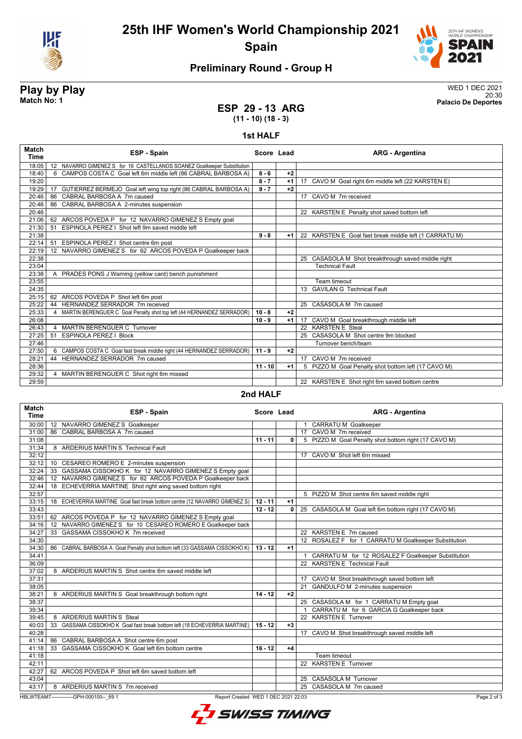# 25th IHF Women's World Championship 2021
## Spain

### Preliminary Round - Group H

**Play by Play**
**Match No: 1**

WED 1 DEC 2021
20:30
**Palacio De Deportes**

## ESP 29 - 13 ARG
**(11 - 10) (18 - 3)**

### 1st HALF

| Match Time | ESP - Spain | Score | Lead | ARG - Argentina |
|---|---|---|---|---|
| 18:05 | 12 NAVARRO GIMENEZ S for 16 CASTELLANOS SOANEZ Goalkeeper Substitution | | | |
| 18:40 | 6 CAMPOS COSTA C Goal left 6m middle left (86 CABRAL BARBOSA A) | 8 - 6 | +2 | |
| 19:20 | | 8 - 7 | +1 | 17 CAVO M Goal right 6m middle left (22 KARSTEN E) |
| 19:29 | 17 GUTIERREZ BERMEJO Goal left wing top right (86 CABRAL BARBOSA A) | 9 - 7 | +2 | |
| 20:46 | 86 CABRAL BARBOSA A 7m caused | | | 17 CAVO M 7m received |
| 20:46 | 86 CABRAL BARBOSA A 2-minutes suspension | | | |
| 20:46 | | | | 22 KARSTEN E Penalty shot saved bottom left |
| 21:06 | 62 ARCOS POVEDA P for 12 NAVARRO GIMENEZ S Empty goal | | | |
| 21:30 | 51 ESPINOLA PEREZ I Shot left 9m saved middle left | | | |
| 21:38 | | 9 - 8 | +1 | 22 KARSTEN E Goal fast break middle left (1 CARRATU M) |
| 22:14 | 51 ESPINOLA PEREZ I Shot centre 6m post | | | |
| 22:19 | 12 NAVARRO GIMENEZ S for 62 ARCOS POVEDA P Goalkeeper back | | | |
| 22:38 | | | | 25 CASASOLA M Shot breakthrough saved middle right |
| 23:04 | | | | Technical Fault |
| 23:38 | A PRADES PONS J Warning (yellow card) bench punishment | | | |
| 23:55 | | | | Team timeout |
| 24:35 | | | | 13 GAVILAN G Technical Fault |
| 25:15 | 62 ARCOS POVEDA P Shot left 6m post | | | |
| 25:22 | 44 HERNANDEZ SERRADOR 7m received | | | 25 CASASOLA M 7m caused |
| 25:33 | 4 MARTIN BERENGUER C Goal Penalty shot top left (44 HERNANDEZ SERRADOR) | 10 - 8 | +2 | |
| 26:08 | | 10 - 9 | +1 | 17 CAVO M Goal breakthrough middle left |
| 26:43 | 4 MARTIN BERENGUER C Turnover | | | 22 KARSTEN E Steal |
| 27:25 | 51 ESPINOLA PEREZ I Block | | | 25 CASASOLA M Shot centre 9m blocked |
| 27:46 | | | | Turnover bench/team |
| 27:50 | 6 CAMPOS COSTA C Goal fast break middle right (44 HERNANDEZ SERRADOR) | 11 - 9 | +2 | |
| 28:21 | 44 HERNANDEZ SERRADOR 7m caused | | | 17 CAVO M 7m received |
| 28:36 | | 11 - 10 | +1 | 5 PIZZO M Goal Penalty shot bottom left (17 CAVO M) |
| 29:32 | 4 MARTIN BERENGUER C Shot right 6m missed | | | |
| 29:59 | | | | 22 KARSTEN E Shot right 6m saved bottom centre |

### 2nd HALF

| Match Time | ESP - Spain | Score | Lead | ARG - Argentina |
|---|---|---|---|---|
| 30:00 | 12 NAVARRO GIMENEZ S Goalkeeper | | | 1 CARRATU M Goalkeeper |
| 31:00 | 86 CABRAL BARBOSA A 7m caused | | | 17 CAVO M 7m received |
| 31:08 | | 11 - 11 | 0 | 5 PIZZO M Goal Penalty shot bottom right (17 CAVO M) |
| 31:34 | 8 ARDERIUS MARTIN S Technical Fault | | | |
| 32:12 | | | | 17 CAVO M Shot left 6m missed |
| 32:12 | 10 CESAREO ROMERO E 2-minutes suspension | | | |
| 32:24 | 33 GASSAMA CISSOKHO K for 12 NAVARRO GIMENEZ S Empty goal | | | |
| 32:46 | 12 NAVARRO GIMENEZ S for 62 ARCOS POVEDA P Goalkeeper back | | | |
| 32:44 | 18 ECHEVERRIA MARTINE Shot right wing saved bottom right | | | |
| 32:57 | | | | 5 PIZZO M Shot centre 6m saved middle right |
| 33:15 | 18 ECHEVERRIA MARTINE Goal fast break bottom centre (12 NAVARRO GIMENEZ S) | 12 - 11 | +1 | |
| 33:43 | | 12 - 12 | 0 | 25 CASASOLA M Goal left 6m bottom right (17 CAVO M) |
| 33:51 | 62 ARCOS POVEDA P for 12 NAVARRO GIMENEZ S Empty goal | | | |
| 34:16 | 12 NAVARRO GIMENEZ S for 10 CESAREO ROMERO E Goalkeeper back | | | |
| 34:27 | 33 GASSAMA CISSOKHO K 7m received | | | 22 KARSTEN E 7m caused |
| 34:30 | | | | 12 ROSALEZ F for 1 CARRATU M Goalkeeper Substitution |
| 34:30 | 86 CABRAL BARBOSA A Goal Penalty shot bottom left (33 GASSAMA CISSOKHO K) | 13 - 12 | +1 | |
| 34:41 | | | | 1 CARRATU M for 12 ROSALEZ F Goalkeeper Substitution |
| 36:09 | | | | 22 KARSTEN E Technical Fault |
| 37:02 | 8 ARDERIUS MARTIN S Shot centre 6m saved middle left | | | |
| 37:31 | | | | 17 CAVO M Shot breakthrough saved bottom left |
| 38:05 | | | | 21 GANDULFO M 2-minutes suspension |
| 38:21 | 8 ARDERIUS MARTIN S Goal breakthrough bottom right | 14 - 12 | +2 | |
| 38:37 | | | | 25 CASASOLA M for 1 CARRATU M Empty goal |
| 39:34 | | | | 1 CARRATU M for 6 GARCIA G Goalkeeper back |
| 39:45 | 8 ARDERIUS MARTIN S Steal | | | 22 KARSTEN E Turnover |
| 40:03 | 33 GASSAMA CISSOKHO K Goal fast break bottom left (18 ECHEVERRIA MARTINE) | 15 - 12 | +3 | |
| 40:28 | | | | 17 CAVO M Shot breakthrough saved middle left |
| 41:14 | 86 CABRAL BARBOSA A Shot centre 6m post | | | |
| 41:18 | 33 GASSAMA CISSOKHO K Goal left 6m bottom centre | 16 - 12 | +4 | |
| 41:18 | | | | Team timeout |
| 42:11 | | | | 22 KARSTEN E Turnover |
| 42:27 | 62 ARCOS POVEDA P Shot left 6m saved bottom left | | | |
| 43:04 | | | | 25 CASASOLA M Turnover |
| 43:17 | 8 ARDERIUS MARTIN S 7m received | | | 25 CASASOLA M 7m caused |

HBLWTEAM7-------------GPH-000100--_69 1 Report Created WED 1 DEC 2021 22:03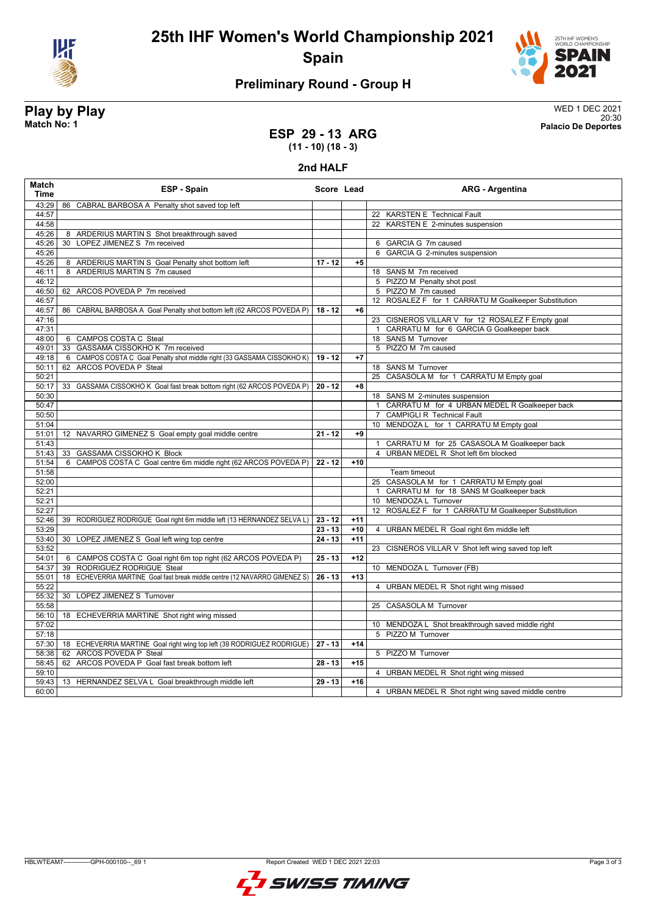# 25th IHF Women's World Championship 2021

## Spain

### Preliminary Round - Group H

**Play by Play**
**Match No: 1**

WED 1 DEC 2021
20:30
**Palacio De Deportes**

## ESP 29 - 13 ARG
**(11 - 10) (18 - 3)**

### 2nd HALF

| Match Time | ESP - Spain | Score | Lead | ARG - Argentina |
|---|---|---|---|---|
| 43:29 | 86 CABRAL BARBOSA A Penalty shot saved top left | | | |
| 44:57 | | | | 22 KARSTEN E Technical Fault |
| 44:58 | | | | 22 KARSTEN E 2-minutes suspension |
| 45:26 | 8 ARDERIUS MARTIN S Shot breakthrough saved | | | |
| 45:26 | 30 LOPEZ JIMENEZ S 7m received | | | 6 GARCIA G 7m caused |
| 45:26 | | | | 6 GARCIA G 2-minutes suspension |
| 45:26 | 8 ARDERIUS MARTIN S Goal Penalty shot bottom left | 17 - 12 | +5 | |
| 46:11 | 8 ARDERIUS MARTIN S 7m caused | | | 18 SANS M 7m received |
| 46:12 | | | | 5 PIZZO M Penalty shot post |
| 46:50 | 62 ARCOS POVEDA P 7m received | | | 5 PIZZO M 7m caused |
| 46:57 | | | | 12 ROSALEZ F for 1 CARRATU M Goalkeeper Substitution |
| 46:57 | 86 CABRAL BARBOSA A Goal Penalty shot bottom left (62 ARCOS POVEDA P) | 18 - 12 | +6 | |
| 47:16 | | | | 23 CISNEROS VILLAR V for 12 ROSALEZ F Empty goal |
| 47:31 | | | | 1 CARRATU M for 6 GARCIA G Goalkeeper back |
| 48:00 | 6 CAMPOS COSTA C Steal | | | 18 SANS M Turnover |
| 49:01 | 33 GASSAMA CISSOKHO K 7m received | | | 5 PIZZO M 7m caused |
| 49:18 | 6 CAMPOS COSTA C Goal Penalty shot middle right (33 GASSAMA CISSOKHO K) | 19 - 12 | +7 | |
| 50:11 | 62 ARCOS POVEDA P Steal | | | 18 SANS M Turnover |
| 50:21 | | | | 25 CASASOLA M for 1 CARRATU M Empty goal |
| 50:17 | 33 GASSAMA CISSOKHO K Goal fast break bottom right (62 ARCOS POVEDA P) | 20 - 12 | +8 | |
| 50:30 | | | | 18 SANS M 2-minutes suspension |
| 50:47 | | | | 1 CARRATU M for 4 URBAN MEDEL R Goalkeeper back |
| 50:50 | | | | 7 CAMPIGLI R Technical Fault |
| 51:04 | | | | 10 MENDOZA L for 1 CARRATU M Empty goal |
| 51:01 | 12 NAVARRO GIMENEZ S Goal empty goal middle centre | 21 - 12 | +9 | |
| 51:43 | | | | 1 CARRATU M for 25 CASASOLA M Goalkeeper back |
| 51:43 | 33 GASSAMA CISSOKHO K Block | | | 4 URBAN MEDEL R Shot left 6m blocked |
| 51:54 | 6 CAMPOS COSTA C Goal centre 6m middle right (62 ARCOS POVEDA P) | 22 - 12 | +10 | |
| 51:58 | | | | Team timeout |
| 52:00 | | | | 25 CASASOLA M for 1 CARRATU M Empty goal |
| 52:21 | | | | 1 CARRATU M for 18 SANS M Goalkeeper back |
| 52:21 | | | | 10 MENDOZA L Turnover |
| 52:27 | | | | 12 ROSALEZ F for 1 CARRATU M Goalkeeper Substitution |
| 52:46 | 39 RODRIGUEZ RODRIGUE Goal right 6m middle left (13 HERNANDEZ SELVA L) | 23 - 12 | +11 | |
| 53:29 | | 23 - 13 | +10 | 4 URBAN MEDEL R Goal right 6m middle left |
| 53:40 | 30 LOPEZ JIMENEZ S Goal left wing top centre | 24 - 13 | +11 | |
| 53:52 | | | | 23 CISNEROS VILLAR V Shot left wing saved top left |
| 54:01 | 6 CAMPOS COSTA C Goal right 6m top right (62 ARCOS POVEDA P) | 25 - 13 | +12 | |
| 54:37 | 39 RODRIGUEZ RODRIGUE Steal | | | 10 MENDOZA L Turnover (FB) |
| 55:01 | 18 ECHEVERRIA MARTINE Goal fast break middle centre (12 NAVARRO GIMENEZ S) | 26 - 13 | +13 | |
| 55:22 | | | | 4 URBAN MEDEL R Shot right wing missed |
| 55:32 | 30 LOPEZ JIMENEZ S Turnover | | | |
| 55:58 | | | | 25 CASASOLA M Turnover |
| 56:10 | 18 ECHEVERRIA MARTINE Shot right wing missed | | | |
| 57:02 | | | | 10 MENDOZA L Shot breakthrough saved middle right |
| 57:18 | | | | 5 PIZZO M Turnover |
| 57:30 | 18 ECHEVERRIA MARTINE Goal right wing top left (39 RODRIGUEZ RODRIGUE) | 27 - 13 | +14 | |
| 58:38 | 62 ARCOS POVEDA P Steal | | | 5 PIZZO M Turnover |
| 58:45 | 62 ARCOS POVEDA P Goal fast break bottom left | 28 - 13 | +15 | |
| 59:10 | | | | 4 URBAN MEDEL R Shot right wing missed |
| 59:43 | 13 HERNANDEZ SELVA L Goal breakthrough middle left | 29 - 13 | +16 | |
| 60:00 | | | | 4 URBAN MEDEL R Shot right wing saved middle centre |

HBLWTEAM7-------------GPH-000100--_69 1 Report Created WED 1 DEC 2021 22:03